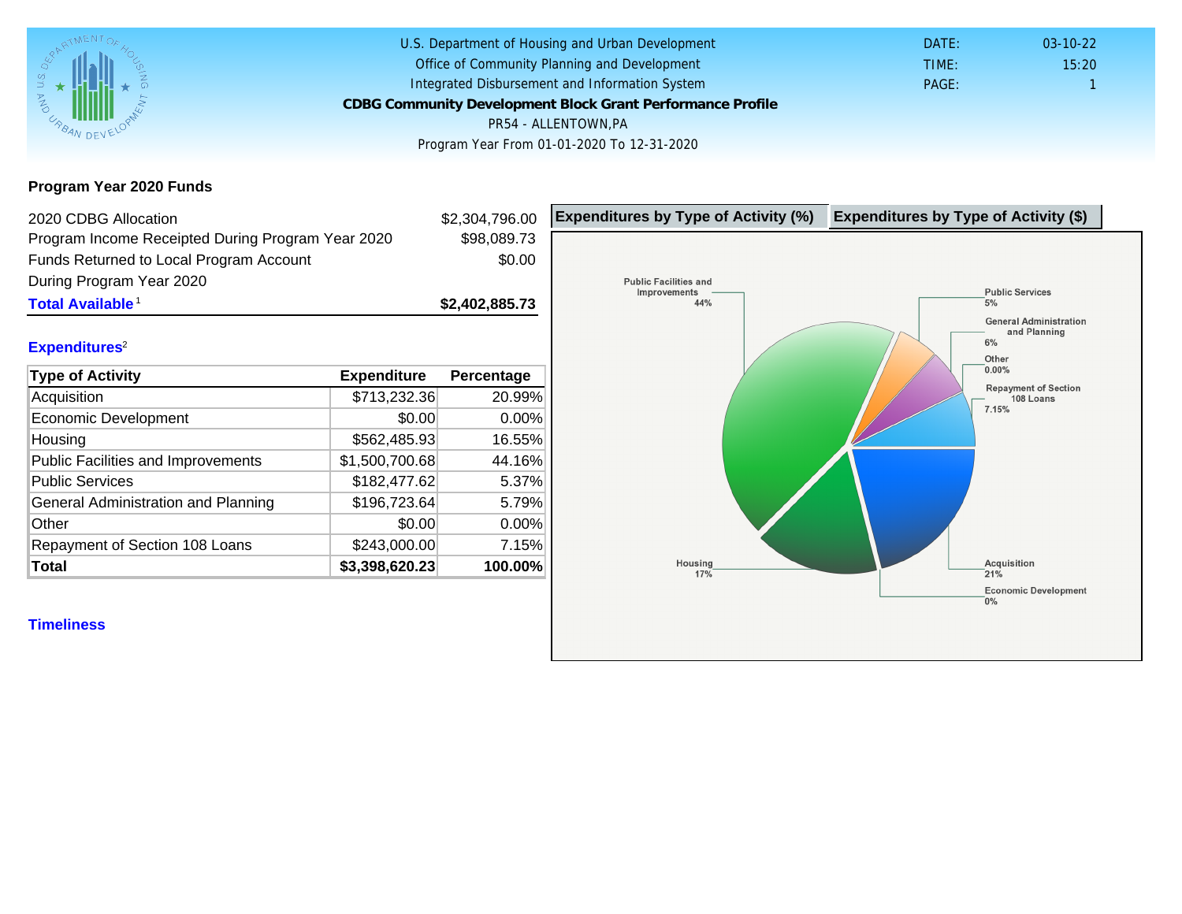U.S. Department of Housing and Urban Development

Office of Community Planning and Development

Integrated Disbursement and Information System

**CDBG Community Development Block Grant Performance Profile**

PR54 - ALLENTOWN,PA

Program Year From 01-01-2020 To 12-31-2020

DATE: 03-10-22

TIME: 15:20

PAGE: 1

## Program Year 2020 Funds

| | |
|---|---|
| 2020 CDBG Allocation | $2,304,796.00 |
| Program Income Receipted During Program Year 2020 | $98,089.73 |
| Funds Returned to Local Program Account During Program Year 2020 | $0.00 |
| **Total Available**[1] | **$2,402,885.73** |

## Expenditures[2]

| Type of Activity | Expenditure | Percentage |
|---|---|---|
| Acquisition | $713,232.36 | 20.99% |
| Economic Development | $0.00 | 0.00% |
| Housing | $562,485.93 | 16.55% |
| Public Facilities and Improvements | $1,500,700.68 | 44.16% |
| Public Services | $182,477.62 | 5.37% |
| General Administration and Planning | $196,723.64 | 5.79% |
| Other | $0.00 | 0.00% |
| Repayment of Section 108 Loans | $243,000.00 | 7.15% |
| **Total** | **$3,398,620.23** | **100.00%** |

**Expenditures by Type of Activity (%)** | **Expenditures by Type of Activity ($)**

Public Facilities and Improvements 44%
Public Services 5%
General Administration and Planning 6%
Other 0.00%
Repayment of Section 108 Loans 7.15%
Housing 17%
Acquisition 21%
Economic Development 0%

## Timeliness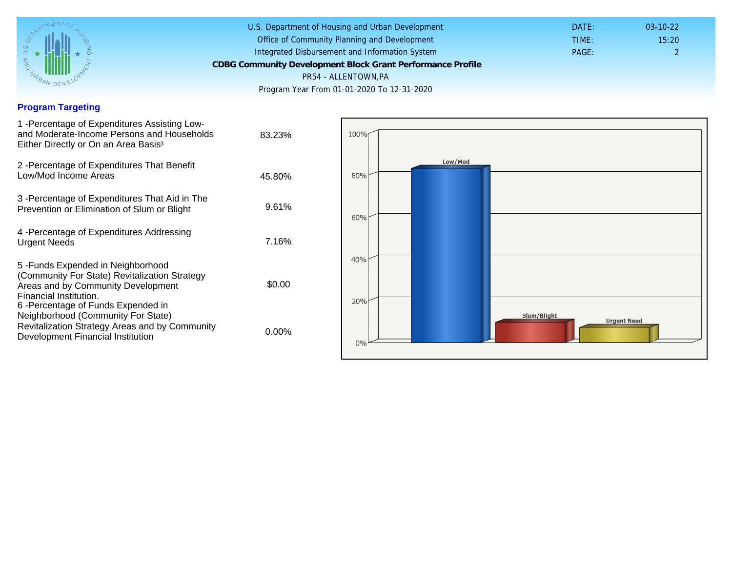U.S. Department of Housing and Urban Development
Office of Community Planning and Development
Integrated Disbursement and Information System

**CDBG Community Development Block Grant Performance Profile**

PR54 - ALLENTOWN,PA

Program Year From 01-01-2020 To 12-31-2020

DATE: 03-10-22
TIME: 15:20

## Program Targeting

| | |
|---|---|
| 1 -Percentage of Expenditures Assisting Low- and Moderate-Income Persons and Households Either Directly or On an Area Basis[3] | 83.23% |
| 2 -Percentage of Expenditures That Benefit Low/Mod Income Areas | 45.80% |
| 3 -Percentage of Expenditures That Aid in The Prevention or Elimination of Slum or Blight | 9.61% |
| 4 -Percentage of Expenditures Addressing Urgent Needs | 7.16% |
| 5 -Funds Expended in Neighborhood (Community For State) Revitalization Strategy Areas and by Community Development Financial Institution. | $0.00 |
| 6 -Percentage of Funds Expended in Neighborhood (Community For State) Revitalization Strategy Areas and by Community Development Financial Institution | 0.00% |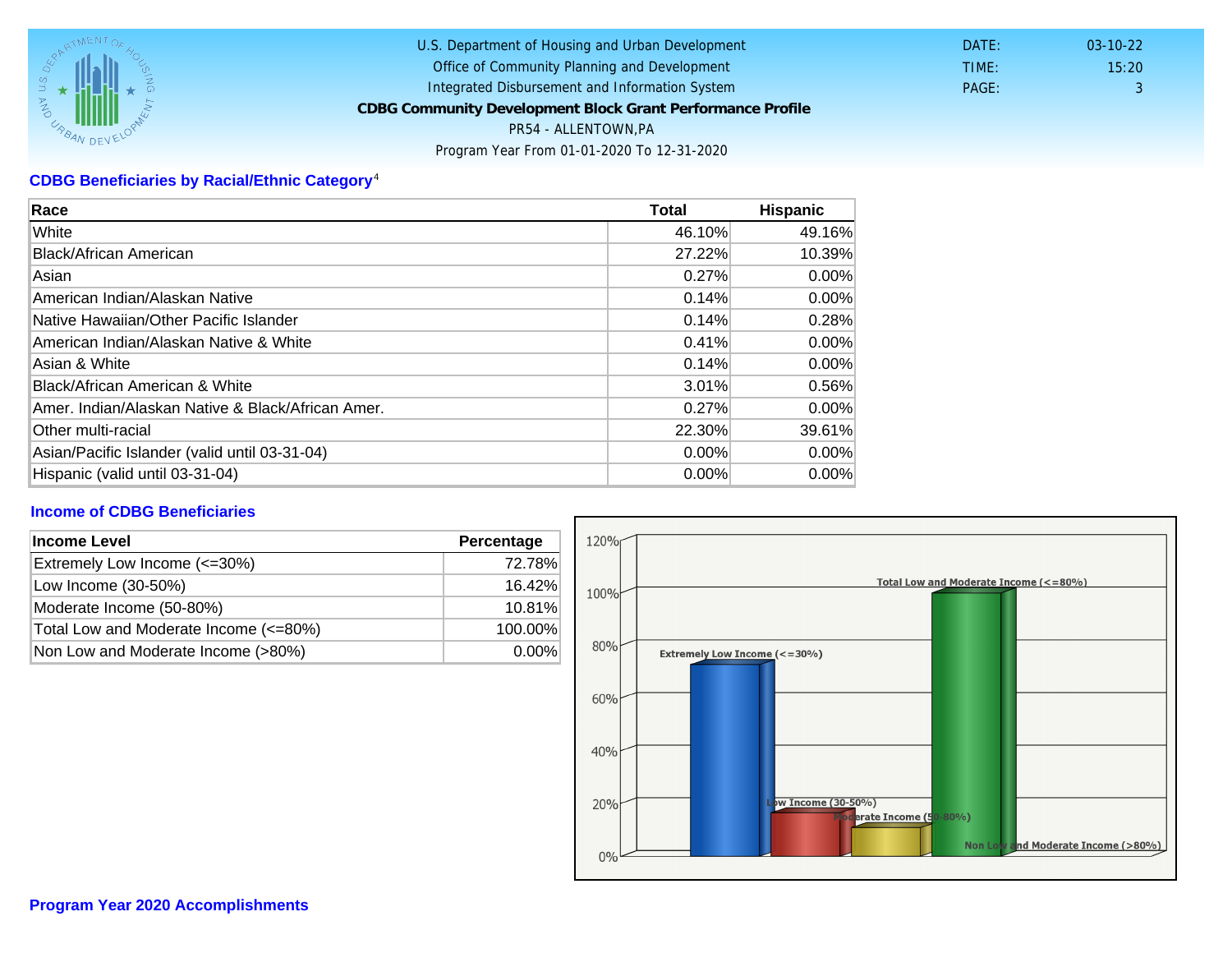U.S. Department of Housing and Urban Development
Office of Community Planning and Development
Integrated Disbursement and Information System
**CDBG Community Development Block Grant Performance Profile**
PR54 - ALLENTOWN,PA
Program Year From 01-01-2020 To 12-31-2020

DATE: 03-10-22
TIME: 15:20
PAGE: 3

## CDBG Beneficiaries by Racial/Ethnic Category[4]

| Race | Total | Hispanic |
|---|---|---|
| White | 46.10% | 49.16% |
| Black/African American | 27.22% | 10.39% |
| Asian | 0.27% | 0.00% |
| American Indian/Alaskan Native | 0.14% | 0.00% |
| Native Hawaiian/Other Pacific Islander | 0.14% | 0.28% |
| American Indian/Alaskan Native & White | 0.41% | 0.00% |
| Asian & White | 0.14% | 0.00% |
| Black/African American & White | 3.01% | 0.56% |
| Amer. Indian/Alaskan Native & Black/African Amer. | 0.27% | 0.00% |
| Other multi-racial | 22.30% | 39.61% |
| Asian/Pacific Islander (valid until 03-31-04) | 0.00% | 0.00% |
| Hispanic (valid until 03-31-04) | 0.00% | 0.00% |

## Income of CDBG Beneficiaries

| Income Level | Percentage |
|---|---|
| Extremely Low Income (<=30%) | 72.78% |
| Low Income (30-50%) | 16.42% |
| Moderate Income (50-80%) | 10.81% |
| Total Low and Moderate Income (<=80%) | 100.00% |
| Non Low and Moderate Income (>80%) | 0.00% |

## Program Year 2020 Accomplishments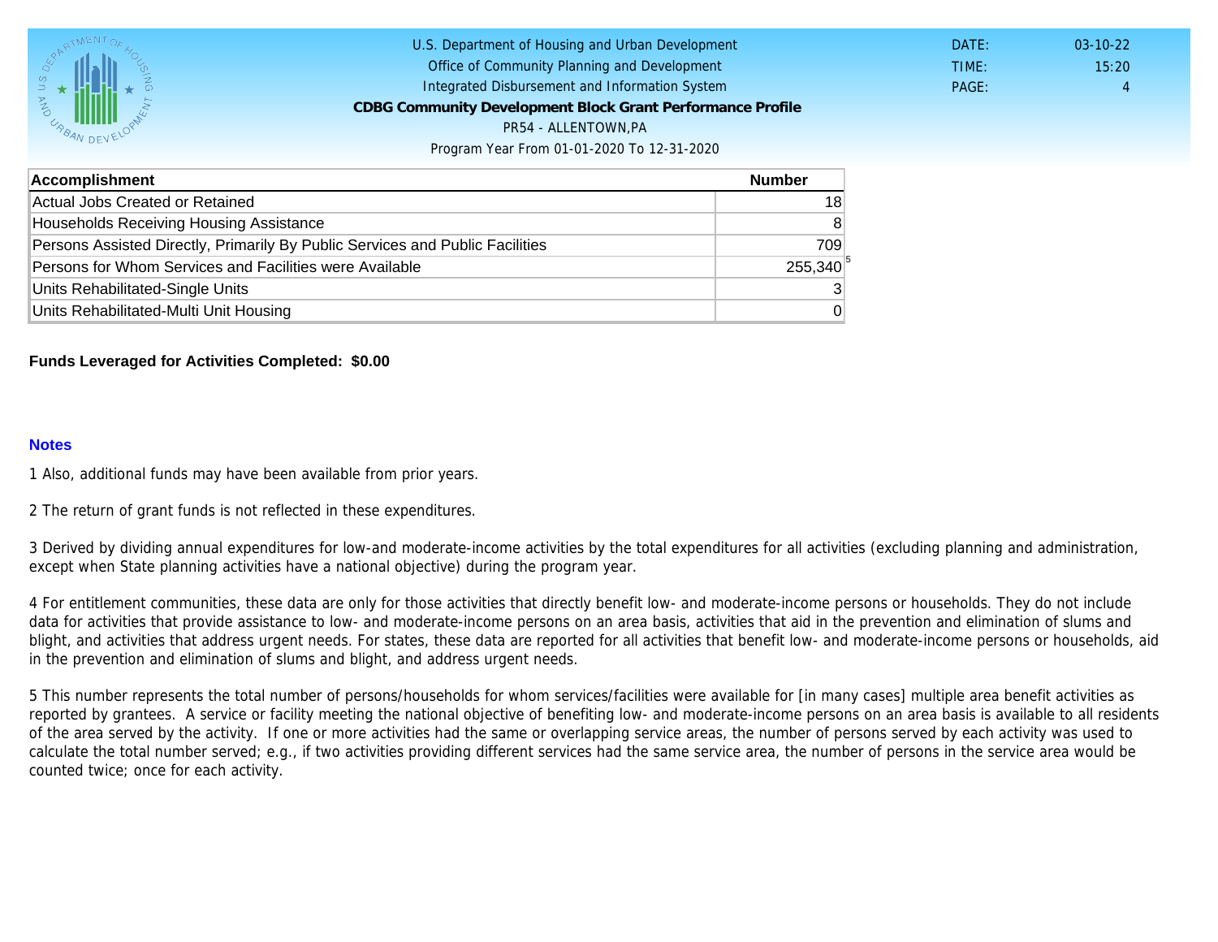U.S. Department of Housing and Urban Development
Office of Community Planning and Development
Integrated Disbursement and Information System
**CDBG Community Development Block Grant Performance Profile**
PR54 - ALLENTOWN,PA
Program Year From 01-01-2020 To 12-31-2020

DATE: 03-10-22
TIME: 15:20
PAGE: 4

| Accomplishment | Number |
| --- | --- |
| Actual Jobs Created or Retained | 18 |
| Households Receiving Housing Assistance | 8 |
| Persons Assisted Directly, Primarily By Public Services and Public Facilities | 709 |
| Persons for Whom Services and Facilities were Available | 255,340 [5] |
| Units Rehabilitated-Single Units | 3 |
| Units Rehabilitated-Multi Unit Housing | 0 |

**Funds Leveraged for Activities Completed: $0.00**

### Notes

1 Also, additional funds may have been available from prior years.

2 The return of grant funds is not reflected in these expenditures.

3 Derived by dividing annual expenditures for low-and moderate-income activities by the total expenditures for all activities (excluding planning and administration, except when State planning activities have a national objective) during the program year.

4 For entitlement communities, these data are only for those activities that directly benefit low- and moderate-income persons or households. They do not include data for activities that provide assistance to low- and moderate-income persons on an area basis, activities that aid in the prevention and elimination of slums and blight, and activities that address urgent needs. For states, these data are reported for all activities that benefit low- and moderate-income persons or households, aid in the prevention and elimination of slums and blight, and address urgent needs.

5 This number represents the total number of persons/households for whom services/facilities were available for [in many cases] multiple area benefit activities as reported by grantees. A service or facility meeting the national objective of benefiting low- and moderate-income persons on an area basis is available to all residents of the area served by the activity. If one or more activities had the same or overlapping service areas, the number of persons served by each activity was used to calculate the total number served; e.g., if two activities providing different services had the same service area, the number of persons in the service area would be counted twice; once for each activity.